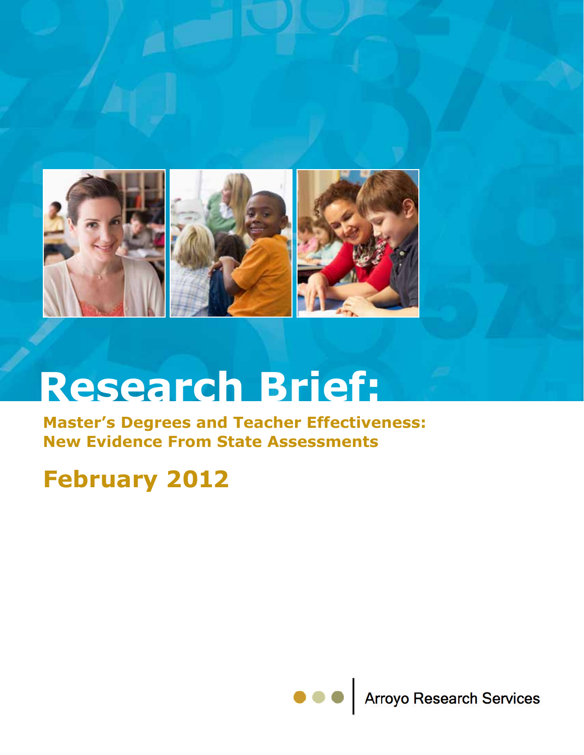# Research Brief:

## Master's Degrees and Teacher Effectiveness: New Evidence From State Assessments

## February 2012

Arroyo Research Services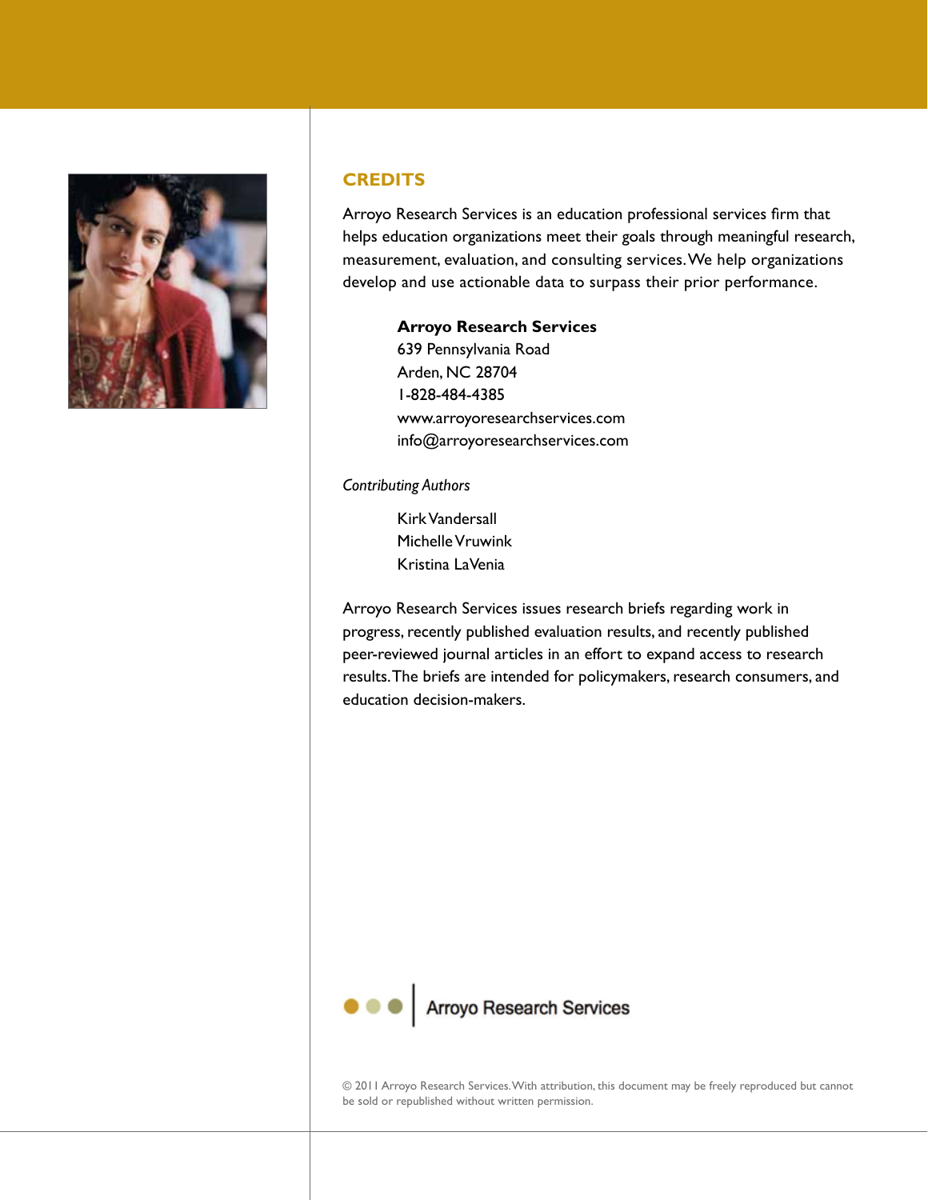## CREDITS

Arroyo Research Services is an education professional services firm that helps education organizations meet their goals through meaningful research, measurement, evaluation, and consulting services. We help organizations develop and use actionable data to surpass their prior performance.

**Arroyo Research Services**
639 Pennsylvania Road
Arden, NC 28704
1-828-484-4385
www.arroyoresearchservices.com
info@arroyoresearchservices.com

*Contributing Authors*

Kirk Vandersall
Michelle Vruwink
Kristina LaVenia

Arroyo Research Services issues research briefs regarding work in progress, recently published evaluation results, and recently published peer-reviewed journal articles in an effort to expand access to research results. The briefs are intended for policymakers, research consumers, and education decision-makers.

Arroyo Research Services

© 2011 Arroyo Research Services. With attribution, this document may be freely reproduced but cannot be sold or republished without written permission.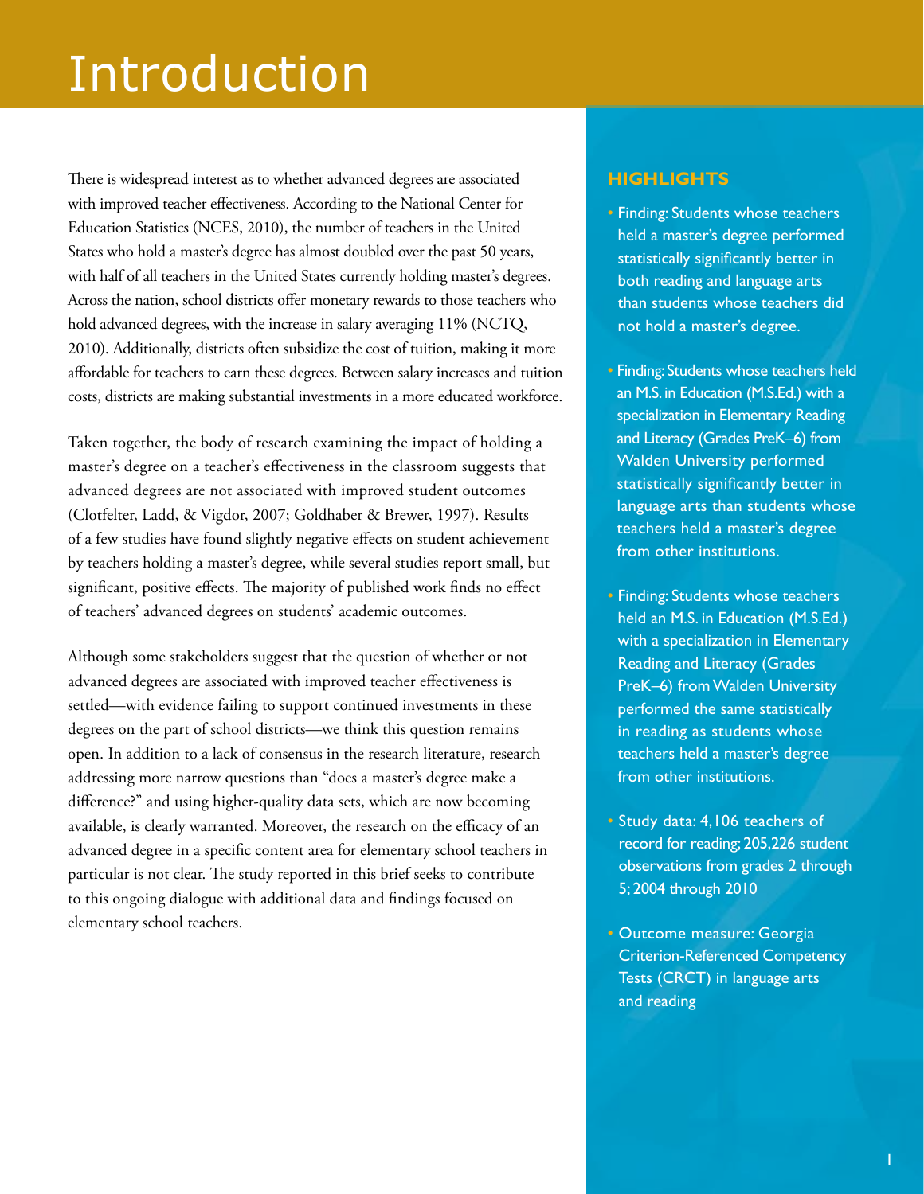# Introduction

There is widespread interest as to whether advanced degrees are associated with improved teacher effectiveness. According to the National Center for Education Statistics (NCES, 2010), the number of teachers in the United States who hold a master's degree has almost doubled over the past 50 years, with half of all teachers in the United States currently holding master's degrees. Across the nation, school districts offer monetary rewards to those teachers who hold advanced degrees, with the increase in salary averaging 11% (NCTQ, 2010). Additionally, districts often subsidize the cost of tuition, making it more affordable for teachers to earn these degrees. Between salary increases and tuition costs, districts are making substantial investments in a more educated workforce.

Taken together, the body of research examining the impact of holding a master's degree on a teacher's effectiveness in the classroom suggests that advanced degrees are not associated with improved student outcomes (Clotfelter, Ladd, & Vigdor, 2007; Goldhaber & Brewer, 1997). Results of a few studies have found slightly negative effects on student achievement by teachers holding a master's degree, while several studies report small, but significant, positive effects. The majority of published work finds no effect of teachers' advanced degrees on students' academic outcomes.

Although some stakeholders suggest that the question of whether or not advanced degrees are associated with improved teacher effectiveness is settled—with evidence failing to support continued investments in these degrees on the part of school districts—we think this question remains open. In addition to a lack of consensus in the research literature, research addressing more narrow questions than "does a master's degree make a difference?" and using higher-quality data sets, which are now becoming available, is clearly warranted. Moreover, the research on the efficacy of an advanced degree in a specific content area for elementary school teachers in particular is not clear. The study reported in this brief seeks to contribute to this ongoing dialogue with additional data and findings focused on elementary school teachers.

## HIGHLIGHTS

- Finding: Students whose teachers held a master's degree performed statistically significantly better in both reading and language arts than students whose teachers did not hold a master's degree.
- Finding: Students whose teachers held an M.S. in Education (M.S.Ed.) with a specialization in Elementary Reading and Literacy (Grades PreK–6) from Walden University performed statistically significantly better in language arts than students whose teachers held a master's degree from other institutions.
- Finding: Students whose teachers held an M.S. in Education (M.S.Ed.) with a specialization in Elementary Reading and Literacy (Grades PreK–6) from Walden University performed the same statistically in reading as students whose teachers held a master's degree from other institutions.
- Study data: 4,106 teachers of record for reading; 205,226 student observations from grades 2 through 5; 2004 through 2010
- Outcome measure: Georgia Criterion-Referenced Competency Tests (CRCT) in language arts and reading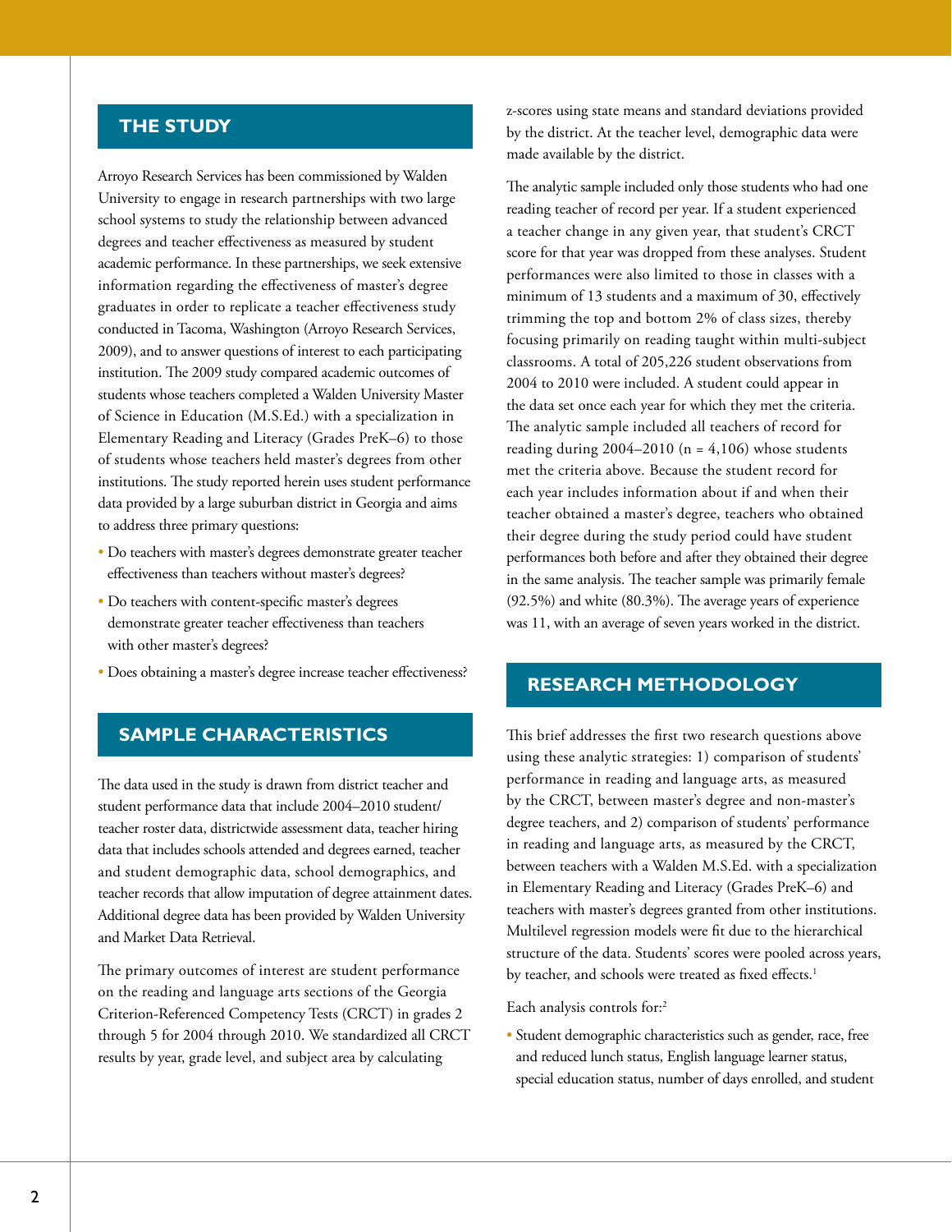## THE STUDY

Arroyo Research Services has been commissioned by Walden University to engage in research partnerships with two large school systems to study the relationship between advanced degrees and teacher effectiveness as measured by student academic performance. In these partnerships, we seek extensive information regarding the effectiveness of master's degree graduates in order to replicate a teacher effectiveness study conducted in Tacoma, Washington (Arroyo Research Services, 2009), and to answer questions of interest to each participating institution. The 2009 study compared academic outcomes of students whose teachers completed a Walden University Master of Science in Education (M.S.Ed.) with a specialization in Elementary Reading and Literacy (Grades PreK–6) to those of students whose teachers held master's degrees from other institutions. The study reported herein uses student performance data provided by a large suburban district in Georgia and aims to address three primary questions:

- Do teachers with master's degrees demonstrate greater teacher effectiveness than teachers without master's degrees?
- Do teachers with content-specific master's degrees demonstrate greater teacher effectiveness than teachers with other master's degrees?
- Does obtaining a master's degree increase teacher effectiveness?

## SAMPLE CHARACTERISTICS

The data used in the study is drawn from district teacher and student performance data that include 2004–2010 student/teacher roster data, districtwide assessment data, teacher hiring data that includes schools attended and degrees earned, teacher and student demographic data, school demographics, and teacher records that allow imputation of degree attainment dates. Additional degree data has been provided by Walden University and Market Data Retrieval.

The primary outcomes of interest are student performance on the reading and language arts sections of the Georgia Criterion-Referenced Competency Tests (CRCT) in grades 2 through 5 for 2004 through 2010. We standardized all CRCT results by year, grade level, and subject area by calculating z-scores using state means and standard deviations provided by the district. At the teacher level, demographic data were made available by the district.

The analytic sample included only those students who had one reading teacher of record per year. If a student experienced a teacher change in any given year, that student's CRCT score for that year was dropped from these analyses. Student performances were also limited to those in classes with a minimum of 13 students and a maximum of 30, effectively trimming the top and bottom 2% of class sizes, thereby focusing primarily on reading taught within multi-subject classrooms. A total of 205,226 student observations from 2004 to 2010 were included. A student could appear in the data set once each year for which they met the criteria. The analytic sample included all teachers of record for reading during 2004–2010 (n = 4,106) whose students met the criteria above. Because the student record for each year includes information about if and when their teacher obtained a master's degree, teachers who obtained their degree during the study period could have student performances both before and after they obtained their degree in the same analysis. The teacher sample was primarily female (92.5%) and white (80.3%). The average years of experience was 11, with an average of seven years worked in the district.

## RESEARCH METHODOLOGY

This brief addresses the first two research questions above using these analytic strategies: 1) comparison of students' performance in reading and language arts, as measured by the CRCT, between master's degree and non-master's degree teachers, and 2) comparison of students' performance in reading and language arts, as measured by the CRCT, between teachers with a Walden M.S.Ed. with a specialization in Elementary Reading and Literacy (Grades PreK–6) and teachers with master's degrees granted from other institutions. Multilevel regression models were fit due to the hierarchical structure of the data. Students' scores were pooled across years, by teacher, and schools were treated as fixed effects.[1]

Each analysis controls for:[2]

- Student demographic characteristics such as gender, race, free and reduced lunch status, English language learner status, special education status, number of days enrolled, and student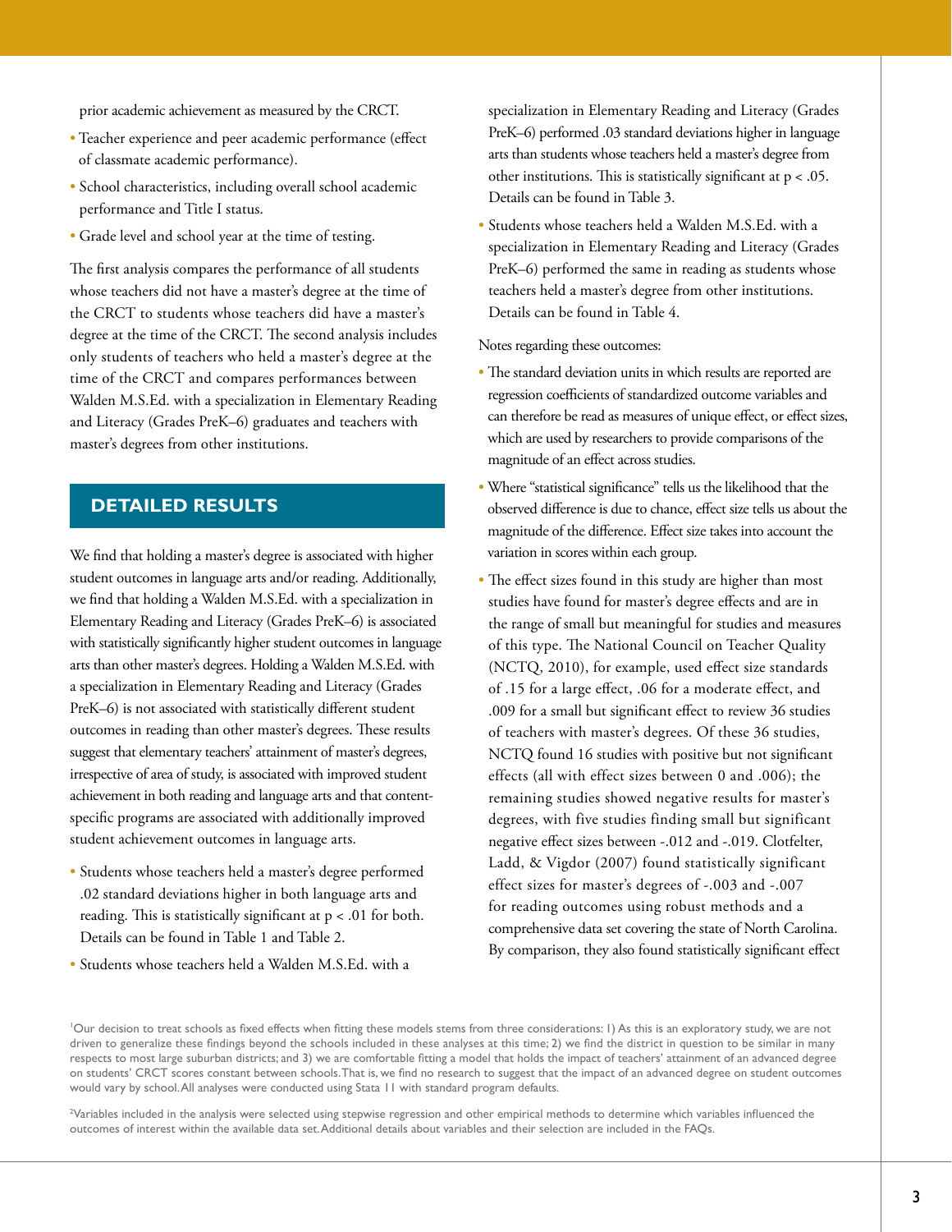prior academic achievement as measured by the CRCT.

- Teacher experience and peer academic performance (effect of classmate academic performance).
- School characteristics, including overall school academic performance and Title I status.
- Grade level and school year at the time of testing.

The first analysis compares the performance of all students whose teachers did not have a master's degree at the time of the CRCT to students whose teachers did have a master's degree at the time of the CRCT. The second analysis includes only students of teachers who held a master's degree at the time of the CRCT and compares performances between Walden M.S.Ed. with a specialization in Elementary Reading and Literacy (Grades PreK–6) graduates and teachers with master's degrees from other institutions.

## DETAILED RESULTS

We find that holding a master's degree is associated with higher student outcomes in language arts and/or reading. Additionally, we find that holding a Walden M.S.Ed. with a specialization in Elementary Reading and Literacy (Grades PreK–6) is associated with statistically significantly higher student outcomes in language arts than other master's degrees. Holding a Walden M.S.Ed. with a specialization in Elementary Reading and Literacy (Grades PreK–6) is not associated with statistically different student outcomes in reading than other master's degrees. These results suggest that elementary teachers' attainment of master's degrees, irrespective of area of study, is associated with improved student achievement in both reading and language arts and that content-specific programs are associated with additionally improved student achievement outcomes in language arts.

- Students whose teachers held a master's degree performed .02 standard deviations higher in both language arts and reading. This is statistically significant at $p < .01$ for both. Details can be found in Table 1 and Table 2.
- Students whose teachers held a Walden M.S.Ed. with a specialization in Elementary Reading and Literacy (Grades PreK–6) performed .03 standard deviations higher in language arts than students whose teachers held a master's degree from other institutions. This is statistically significant at $p < .05$. Details can be found in Table 3.
- Students whose teachers held a Walden M.S.Ed. with a specialization in Elementary Reading and Literacy (Grades PreK–6) performed the same in reading as students whose teachers held a master's degree from other institutions. Details can be found in Table 4.

Notes regarding these outcomes:

- The standard deviation units in which results are reported are regression coefficients of standardized outcome variables and can therefore be read as measures of unique effect, or effect sizes, which are used by researchers to provide comparisons of the magnitude of an effect across studies.
- Where "statistical significance" tells us the likelihood that the observed difference is due to chance, effect size tells us about the magnitude of the difference. Effect size takes into account the variation in scores within each group.
- The effect sizes found in this study are higher than most studies have found for master's degree effects and are in the range of small but meaningful for studies and measures of this type. The National Council on Teacher Quality (NCTQ, 2010), for example, used effect size standards of .15 for a large effect, .06 for a moderate effect, and .009 for a small but significant effect to review 36 studies of teachers with master's degrees. Of these 36 studies, NCTQ found 16 studies with positive but not significant effects (all with effect sizes between 0 and .006); the remaining studies showed negative results for master's degrees, with five studies finding small but significant negative effect sizes between -.012 and -.019. Clotfelter, Ladd, & Vigdor (2007) found statistically significant effect sizes for master's degrees of -.003 and -.007 for reading outcomes using robust methods and a comprehensive data set covering the state of North Carolina. By comparison, they also found statistically significant effect

[1]Our decision to treat schools as fixed effects when fitting these models stems from three considerations: 1) As this is an exploratory study, we are not driven to generalize these findings beyond the schools included in these analyses at this time; 2) we find the district in question to be similar in many respects to most large suburban districts; and 3) we are comfortable fitting a model that holds the impact of teachers' attainment of an advanced degree on students' CRCT scores constant between schools. That is, we find no research to suggest that the impact of an advanced degree on student outcomes would vary by school. All analyses were conducted using Stata 11 with standard program defaults.

[2]Variables included in the analysis were selected using stepwise regression and other empirical methods to determine which variables influenced the outcomes of interest within the available data set. Additional details about variables and their selection are included in the FAQs.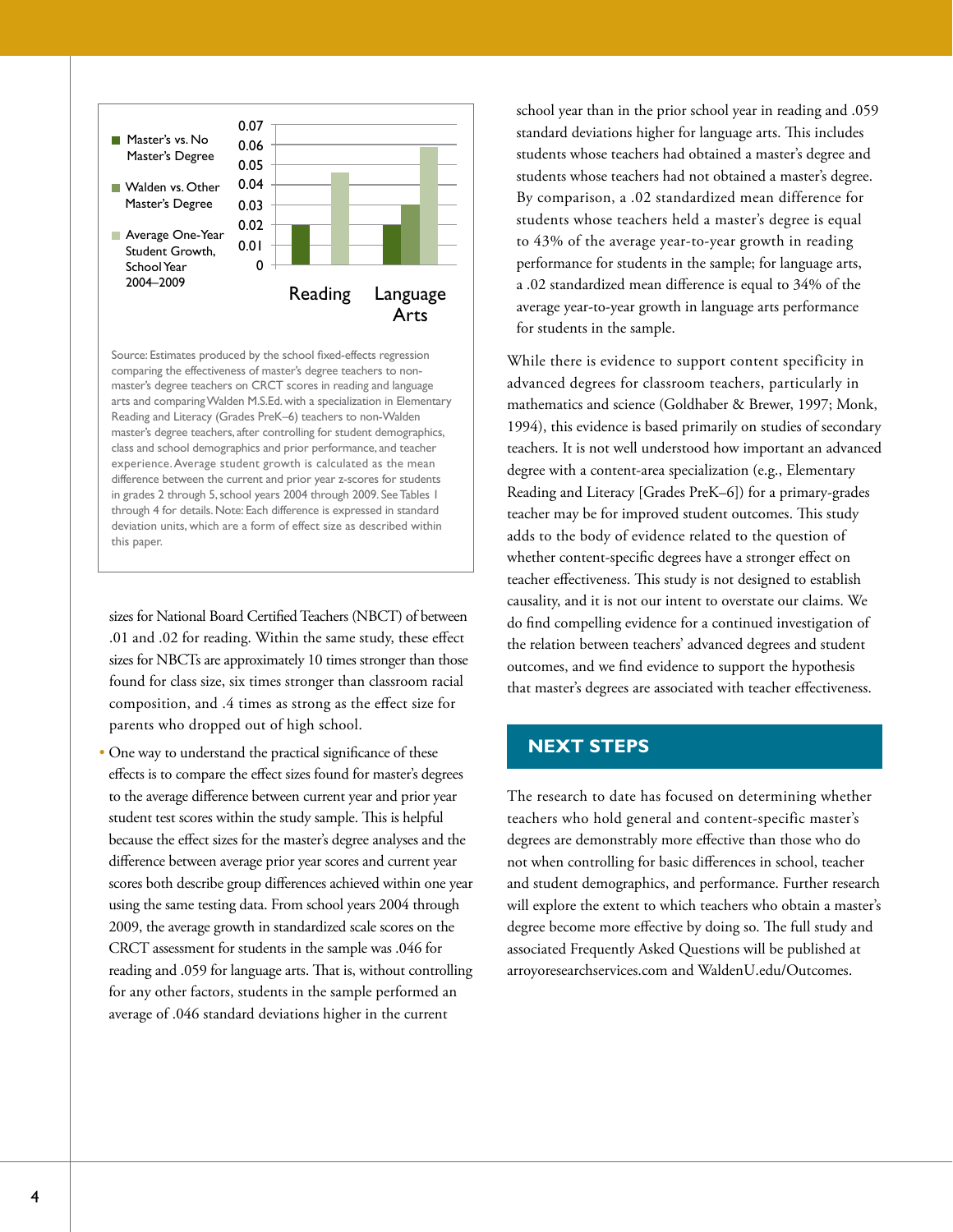| | Reading | Language Arts |
|---|---|---|
| Master's vs. No Master's Degree | 0.02 | 0.02 |
| Walden vs. Other Master's Degree | | 0.03 |
| Average One-Year Student Growth, School Year 2004–2009 | 0.046 | 0.059 |

Source: Estimates produced by the school fixed-effects regression comparing the effectiveness of master's degree teachers to non-master's degree teachers on CRCT scores in reading and language arts and comparing Walden M.S.Ed. with a specialization in Elementary Reading and Literacy (Grades PreK–6) teachers to non-Walden master's degree teachers, after controlling for student demographics, class and school demographics and prior performance, and teacher experience. Average student growth is calculated as the mean difference between the current and prior year z-scores for students in grades 2 through 5, school years 2004 through 2009. See Tables 1 through 4 for details. Note: Each difference is expressed in standard deviation units, which are a form of effect size as described within this paper.

sizes for National Board Certified Teachers (NBCT) of between .01 and .02 for reading. Within the same study, these effect sizes for NBCTs are approximately 10 times stronger than those found for class size, six times stronger than classroom racial composition, and .4 times as strong as the effect size for parents who dropped out of high school.

- One way to understand the practical significance of these effects is to compare the effect sizes found for master's degrees to the average difference between current year and prior year student test scores within the study sample. This is helpful because the effect sizes for the master's degree analyses and the difference between average prior year scores and current year scores both describe group differences achieved within one year using the same testing data. From school years 2004 through 2009, the average growth in standardized scale scores on the CRCT assessment for students in the sample was .046 for reading and .059 for language arts. That is, without controlling for any other factors, students in the sample performed an average of .046 standard deviations higher in the current school year than in the prior school year in reading and .059 standard deviations higher for language arts. This includes students whose teachers had obtained a master's degree and students whose teachers had not obtained a master's degree. By comparison, a .02 standardized mean difference for students whose teachers held a master's degree is equal to 43% of the average year-to-year growth in reading performance for students in the sample; for language arts, a .02 standardized mean difference is equal to 34% of the average year-to-year growth in language arts performance for students in the sample.

While there is evidence to support content specificity in advanced degrees for classroom teachers, particularly in mathematics and science (Goldhaber & Brewer, 1997; Monk, 1994), this evidence is based primarily on studies of secondary teachers. It is not well understood how important an advanced degree with a content-area specialization (e.g., Elementary Reading and Literacy [Grades PreK–6]) for a primary-grades teacher may be for improved student outcomes. This study adds to the body of evidence related to the question of whether content-specific degrees have a stronger effect on teacher effectiveness. This study is not designed to establish causality, and it is not our intent to overstate our claims. We do find compelling evidence for a continued investigation of the relation between teachers' advanced degrees and student outcomes, and we find evidence to support the hypothesis that master's degrees are associated with teacher effectiveness.

## NEXT STEPS

The research to date has focused on determining whether teachers who hold general and content-specific master's degrees are demonstrably more effective than those who do not when controlling for basic differences in school, teacher and student demographics, and performance. Further research will explore the extent to which teachers who obtain a master's degree become more effective by doing so. The full study and associated Frequently Asked Questions will be published at arroyoresearchservices.com and WaldenU.edu/Outcomes.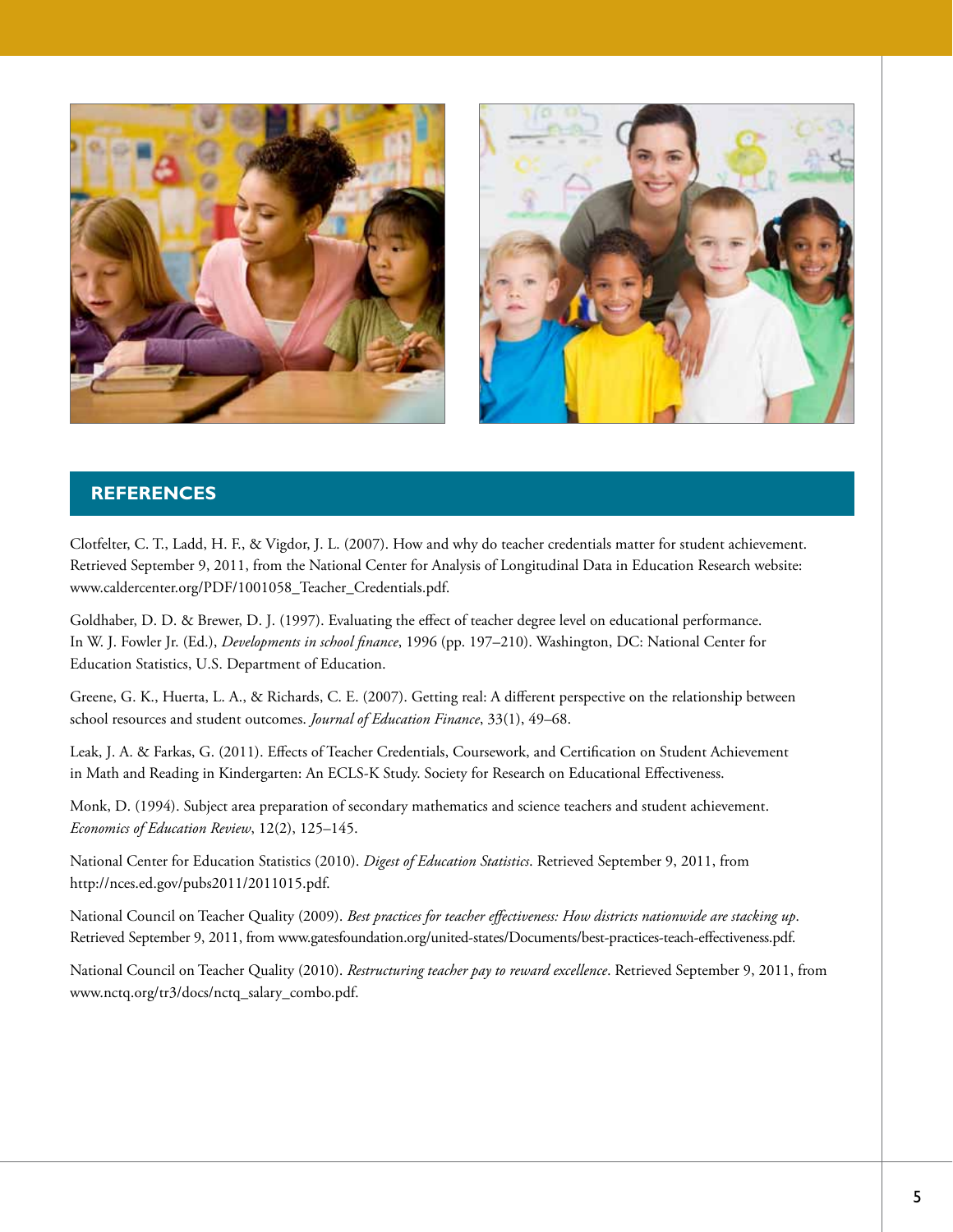## REFERENCES

Clotfelter, C. T., Ladd, H. F., & Vigdor, J. L. (2007). How and why do teacher credentials matter for student achievement. Retrieved September 9, 2011, from the National Center for Analysis of Longitudinal Data in Education Research website: www.caldercenter.org/PDF/1001058_Teacher_Credentials.pdf.

Goldhaber, D. D. & Brewer, D. J. (1997). Evaluating the effect of teacher degree level on educational performance. In W. J. Fowler Jr. (Ed.), *Developments in school finance*, 1996 (pp. 197–210). Washington, DC: National Center for Education Statistics, U.S. Department of Education.

Greene, G. K., Huerta, L. A., & Richards, C. E. (2007). Getting real: A different perspective on the relationship between school resources and student outcomes. *Journal of Education Finance*, 33(1), 49–68.

Leak, J. A. & Farkas, G. (2011). Effects of Teacher Credentials, Coursework, and Certification on Student Achievement in Math and Reading in Kindergarten: An ECLS-K Study. Society for Research on Educational Effectiveness.

Monk, D. (1994). Subject area preparation of secondary mathematics and science teachers and student achievement. *Economics of Education Review*, 12(2), 125–145.

National Center for Education Statistics (2010). *Digest of Education Statistics*. Retrieved September 9, 2011, from http://nces.ed.gov/pubs2011/2011015.pdf.

National Council on Teacher Quality (2009). *Best practices for teacher effectiveness: How districts nationwide are stacking up*. Retrieved September 9, 2011, from www.gatesfoundation.org/united-states/Documents/best-practices-teach-effectiveness.pdf.

National Council on Teacher Quality (2010). *Restructuring teacher pay to reward excellence*. Retrieved September 9, 2011, from www.nctq.org/tr3/docs/nctq_salary_combo.pdf.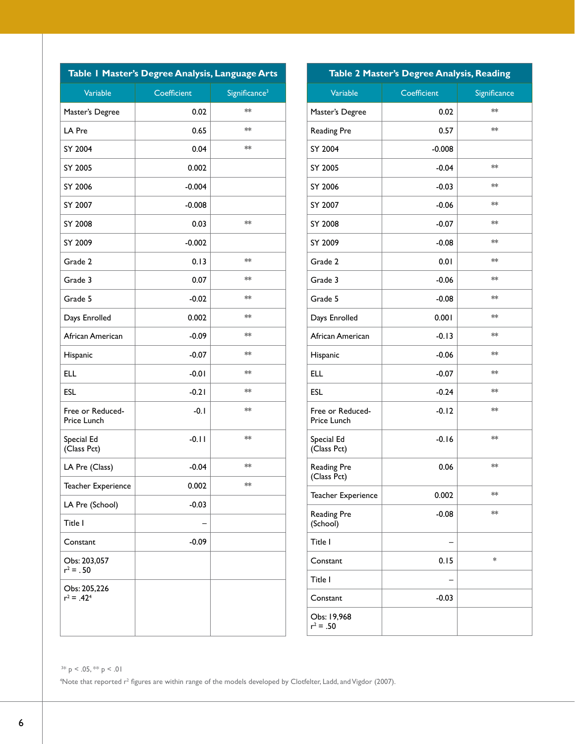| Table 1 Master's Degree Analysis, Language Arts | | |
|---|---|---|
| Variable | Coefficient | Significance[3] |
| Master's Degree | 0.02 | ** |
| LA Pre | 0.65 | ** |
| SY 2004 | 0.04 | ** |
| SY 2005 | 0.002 | |
| SY 2006 | -0.004 | |
| SY 2007 | -0.008 | |
| SY 2008 | 0.03 | ** |
| SY 2009 | -0.002 | |
| Grade 2 | 0.13 | ** |
| Grade 3 | 0.07 | ** |
| Grade 5 | -0.02 | ** |
| Days Enrolled | 0.002 | ** |
| African American | -0.09 | ** |
| Hispanic | -0.07 | ** |
| ELL | -0.01 | ** |
| ESL | -0.21 | ** |
| Free or Reduced-Price Lunch | -0.1 | ** |
| Special Ed (Class Pct) | -0.11 | ** |
| LA Pre (Class) | -0.04 | ** |
| Teacher Experience | 0.002 | ** |
| LA Pre (School) | -0.03 | |
| Title I | – | |
| Constant | -0.09 | |
| Obs: 203,057 $r^2 = .50$ | | |
| Obs: 205,226 $r^2 = .42$[4] | | |

| Table 2 Master's Degree Analysis, Reading | | |
|---|---|---|
| Variable | Coefficient | Significance |
| Master's Degree | 0.02 | ** |
| Reading Pre | 0.57 | ** |
| SY 2004 | -0.008 | |
| SY 2005 | -0.04 | ** |
| SY 2006 | -0.03 | ** |
| SY 2007 | -0.06 | ** |
| SY 2008 | -0.07 | ** |
| SY 2009 | -0.08 | ** |
| Grade 2 | 0.01 | ** |
| Grade 3 | -0.06 | ** |
| Grade 5 | -0.08 | ** |
| Days Enrolled | 0.001 | ** |
| African American | -0.13 | ** |
| Hispanic | -0.06 | ** |
| ELL | -0.07 | ** |
| ESL | -0.24 | ** |
| Free or Reduced-Price Lunch | -0.12 | ** |
| Special Ed (Class Pct) | -0.16 | ** |
| Reading Pre (Class Pct) | 0.06 | ** |
| Teacher Experience | 0.002 | ** |
| Reading Pre (School) | -0.08 | ** |
| Title I | – | |
| Constant | 0.15 | * |
| Title I | – | |
| Constant | -0.03 | |
| Obs: 19,968 $r^2 = .50$ | | |

[3]* $p < .05$, ** $p < .01$

[4]Note that reported $r^2$ figures are within range of the models developed by Clotfelter, Ladd, and Vigdor (2007).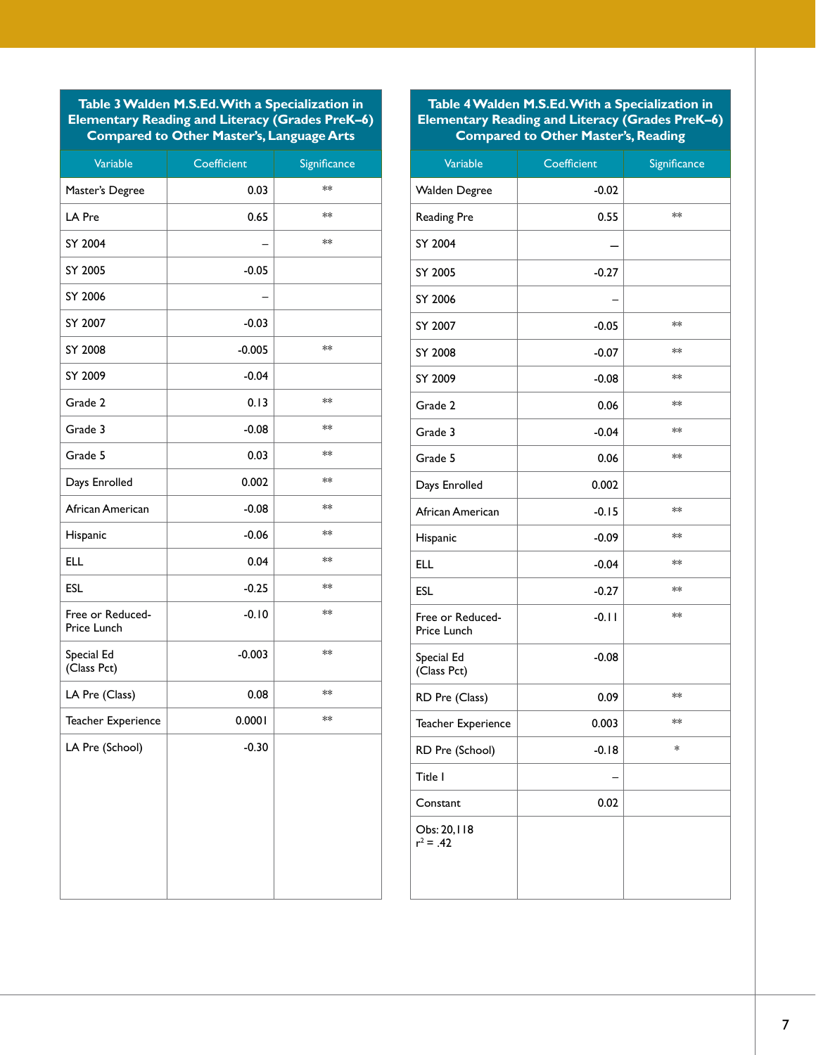**Table 3 Walden M.S.Ed. With a Specialization in Elementary Reading and Literacy (Grades PreK–6) Compared to Other Master's, Language Arts**

| Variable | Coefficient | Significance |
|---|---|---|
| Master's Degree | 0.03 | ** |
| LA Pre | 0.65 | ** |
| SY 2004 | – | ** |
| SY 2005 | -0.05 | |
| SY 2006 | – | |
| SY 2007 | -0.03 | |
| SY 2008 | -0.005 | ** |
| SY 2009 | -0.04 | |
| Grade 2 | 0.13 | ** |
| Grade 3 | -0.08 | ** |
| Grade 5 | 0.03 | ** |
| Days Enrolled | 0.002 | ** |
| African American | -0.08 | ** |
| Hispanic | -0.06 | ** |
| ELL | 0.04 | ** |
| ESL | -0.25 | ** |
| Free or Reduced-Price Lunch | -0.10 | ** |
| Special Ed (Class Pct) | -0.003 | ** |
| LA Pre (Class) | 0.08 | ** |
| Teacher Experience | 0.0001 | ** |
| LA Pre (School) | -0.30 | |

**Table 4 Walden M.S.Ed. With a Specialization in Elementary Reading and Literacy (Grades PreK–6) Compared to Other Master's, Reading**

| Variable | Coefficient | Significance |
|---|---|---|
| Walden Degree | -0.02 | |
| Reading Pre | 0.55 | ** |
| SY 2004 | – | |
| SY 2005 | -0.27 | |
| SY 2006 | – | |
| SY 2007 | -0.05 | ** |
| SY 2008 | -0.07 | ** |
| SY 2009 | -0.08 | ** |
| Grade 2 | 0.06 | ** |
| Grade 3 | -0.04 | ** |
| Grade 5 | 0.06 | ** |
| Days Enrolled | 0.002 | |
| African American | -0.15 | ** |
| Hispanic | -0.09 | ** |
| ELL | -0.04 | ** |
| ESL | -0.27 | ** |
| Free or Reduced-Price Lunch | -0.11 | ** |
| Special Ed (Class Pct) | -0.08 | |
| RD Pre (Class) | 0.09 | ** |
| Teacher Experience | 0.003 | ** |
| RD Pre (School) | -0.18 | * |
| Title I | – | |
| Constant | 0.02 | |
| Obs: 20,118<br>$r^2 = .42$ | | |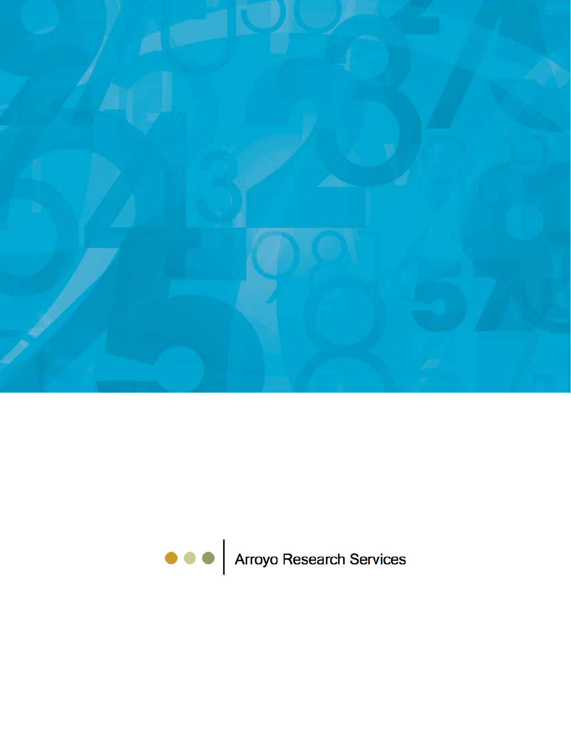Arroyo Research Services